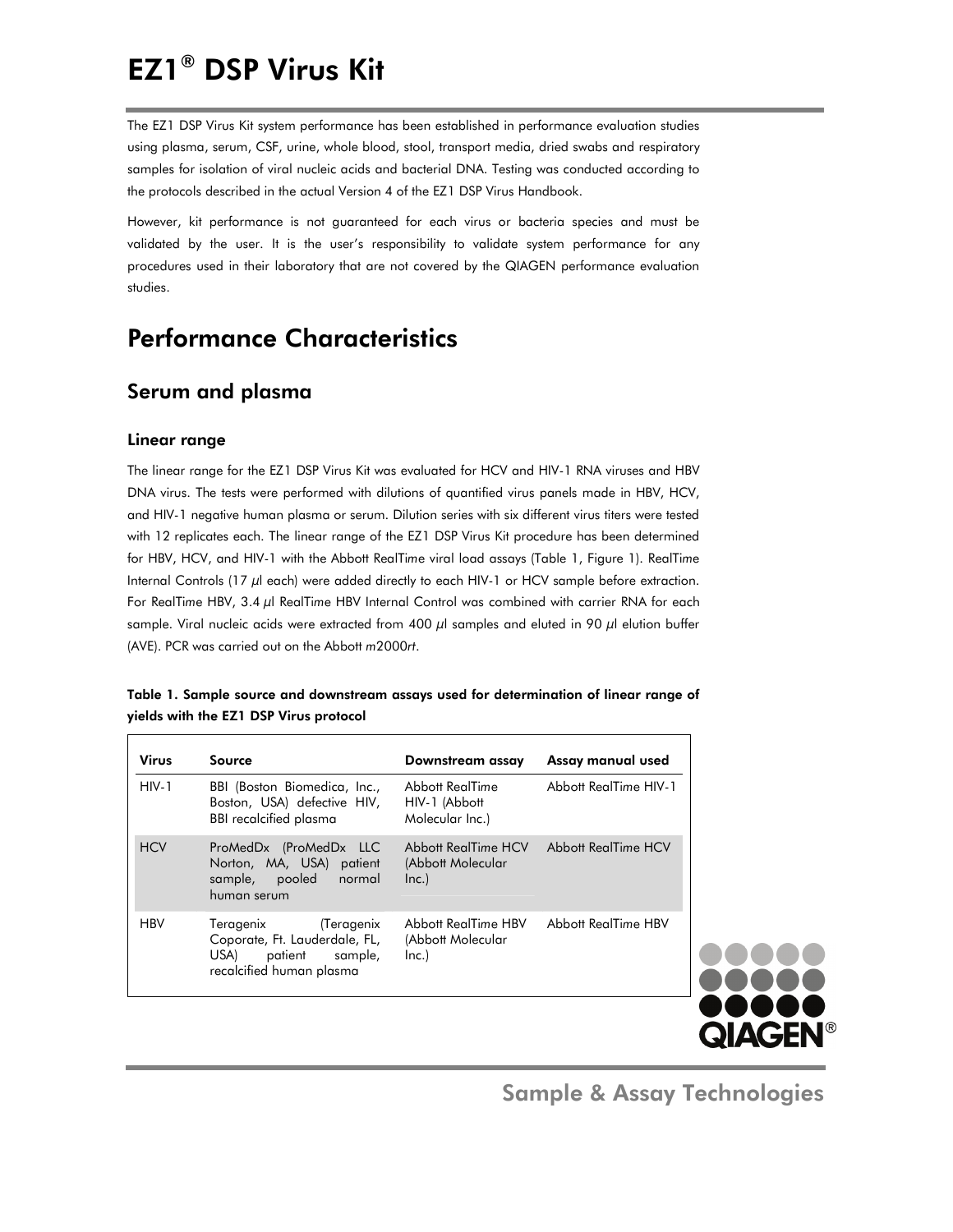# EZ1® DSP Virus Kit

The EZ1 DSP Virus Kit system performance has been established in performance evaluation studies using plasma, serum, CSF, urine, whole blood, stool, transport media, dried swabs and respiratory samples for isolation of viral nucleic acids and bacterial DNA. Testing was conducted according to the protocols described in the actual Version 4 of the EZ1 DSP Virus Handbook.

However, kit performance is not guaranteed for each virus or bacteria species and must be validated by the user. It is the user's responsibility to validate system performance for any procedures used in their laboratory that are not covered by the QIAGEN performance evaluation studies.

## Performance Characteristics

### Serum and plasma

#### Linear range

The linear range for the EZ1 DSP Virus Kit was evaluated for HCV and HIV-1 RNA viruses and HBV DNA virus. The tests were performed with dilutions of quantified virus panels made in HBV, HCV, and HIV-1 negative human plasma or serum. Dilution series with six different virus titers were tested with 12 replicates each. The linear range of the EZ1 DSP Virus Kit procedure has been determined for HBV, HCV, and HIV-1 with the Abbott RealT*ime* viral load assays (Table 1, Figure 1). RealT*ime* Internal Controls (17 µl each) were added directly to each HIV-1 or HCV sample before extraction. For RealT*ime* HBV, 3.4 µl RealT*ime* HBV Internal Control was combined with carrier RNA for each sample. Viral nucleic acids were extracted from 400 µl samples and eluted in 90 µl elution buffer (AVE). PCR was carried out on the Abbott *m*2000*rt*.

**Table 1. Sample source and downstream assays used for determination of linear range of yields with the EZ1 DSP Virus protocol**

| Virus | Source | Downstream assay | Assay manual used |
|---|---|---|---|
| HIV-1 | BBI (Boston Biomedica, Inc., Boston, USA) defective HIV, BBI recalcified plasma | Abbott RealT*ime* HIV-1 (Abbott Molecular Inc.) | Abbott RealT*ime* HIV-1 |
| HCV | ProMedDx (ProMedDx LLC Norton, MA, USA) patient sample, pooled normal human serum | Abbott RealT*ime* HCV (Abbott Molecular Inc.) | Abbott RealT*ime* HCV |
| HBV | Teragenix (Teragenix Coporate, Ft. Lauderdale, FL, USA) patient sample, recalcified human plasma | Abbott RealT*ime* HBV (Abbott Molecular Inc.) | Abbott RealT*ime* HBV |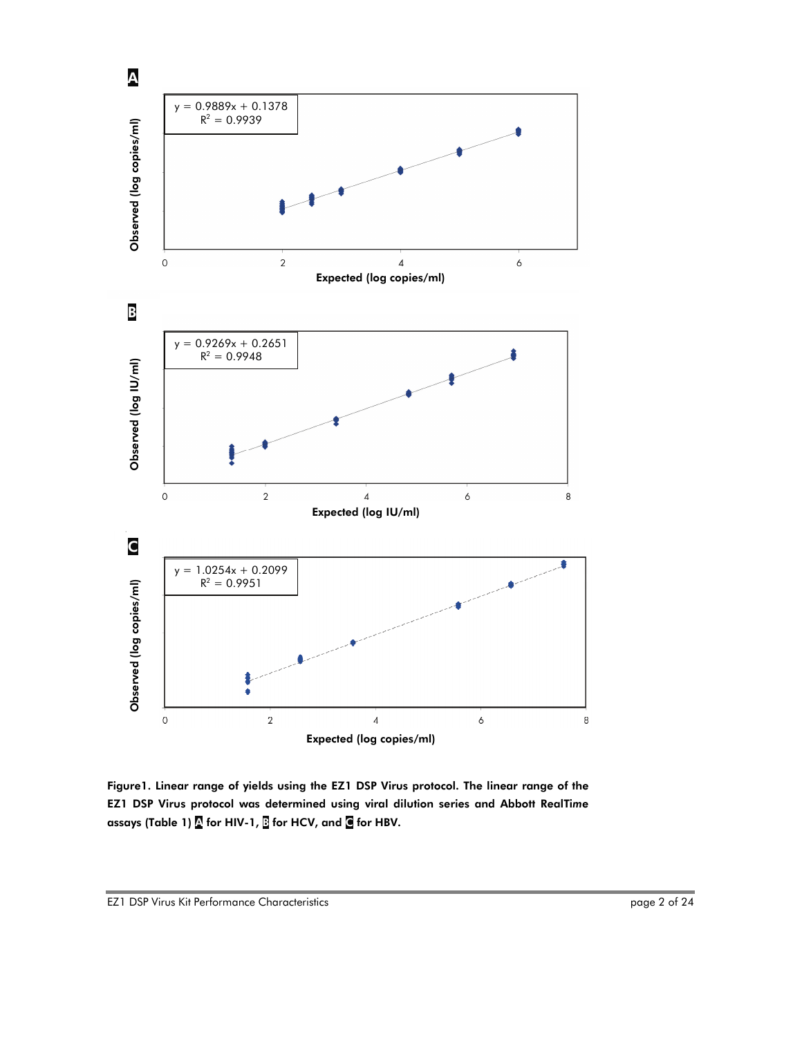**A**

$y = 0.9889x + 0.1378$
$R^2 = 0.9939$

Observed (log copies/ml)

Expected (log copies/ml)

**B**

$y = 0.9269x + 0.2651$
$R^2 = 0.9948$

Observed (log IU/ml)

Expected (log IU/ml)

**C**

$y = 1.0254x + 0.2099$
$R^2 = 0.9951$

Observed (log copies/ml)

Expected (log copies/ml)

**Figure1. Linear range of yields using the EZ1 DSP Virus protocol. The linear range of the EZ1 DSP Virus protocol was determined using viral dilution series and Abbott RealTi*me* assays (Table 1) A for HIV-1, B for HCV, and C for HBV.**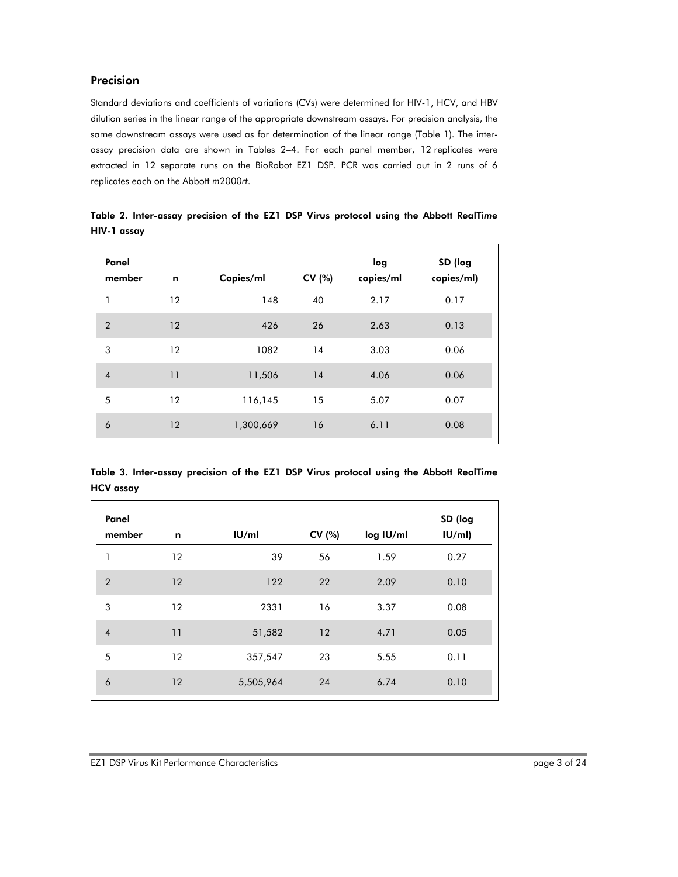## Precision

Standard deviations and coefficients of variations (CVs) were determined for HIV-1, HCV, and HBV dilution series in the linear range of the appropriate downstream assays. For precision analysis, the same downstream assays were used as for determination of the linear range (Table 1). The inter-assay precision data are shown in Tables 2–4. For each panel member, 12 replicates were extracted in 12 separate runs on the BioRobot EZ1 DSP. PCR was carried out in 2 runs of 6 replicates each on the Abbott *m*2000*rt*.

**Table 2. Inter-assay precision of the EZ1 DSP Virus protocol using the Abbott RealTi*m*e HIV-1 assay**

| Panel member | n | Copies/ml | CV (%) | log copies/ml | SD (log copies/ml) |
|---|---|---|---|---|---|
| 1 | 12 | 148 | 40 | 2.17 | 0.17 |
| 2 | 12 | 426 | 26 | 2.63 | 0.13 |
| 3 | 12 | 1082 | 14 | 3.03 | 0.06 |
| 4 | 11 | 11,506 | 14 | 4.06 | 0.06 |
| 5 | 12 | 116,145 | 15 | 5.07 | 0.07 |
| 6 | 12 | 1,300,669 | 16 | 6.11 | 0.08 |

**Table 3. Inter-assay precision of the EZ1 DSP Virus protocol using the Abbott RealTi*m*e HCV assay**

| Panel member | n | IU/ml | CV (%) | log IU/ml | SD (log IU/ml) |
|---|---|---|---|---|---|
| 1 | 12 | 39 | 56 | 1.59 | 0.27 |
| 2 | 12 | 122 | 22 | 2.09 | 0.10 |
| 3 | 12 | 2331 | 16 | 3.37 | 0.08 |
| 4 | 11 | 51,582 | 12 | 4.71 | 0.05 |
| 5 | 12 | 357,547 | 23 | 5.55 | 0.11 |
| 6 | 12 | 5,505,964 | 24 | 6.74 | 0.10 |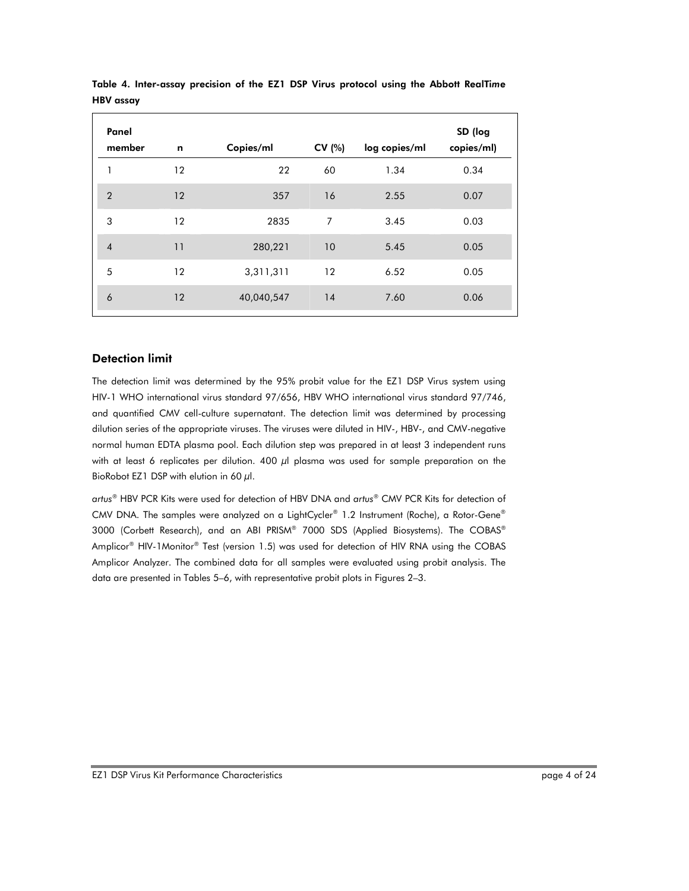**Table 4. Inter-assay precision of the EZ1 DSP Virus protocol using the Abbott RealTi*me* HBV assay**

| Panel member | n | Copies/ml | CV (%) | log copies/ml | SD (log copies/ml) |
|---|---|---|---|---|---|
| 1 | 12 | 22 | 60 | 1.34 | 0.34 |
| 2 | 12 | 357 | 16 | 2.55 | 0.07 |
| 3 | 12 | 2835 | 7 | 3.45 | 0.03 |
| 4 | 11 | 280,221 | 10 | 5.45 | 0.05 |
| 5 | 12 | 3,311,311 | 12 | 6.52 | 0.05 |
| 6 | 12 | 40,040,547 | 14 | 7.60 | 0.06 |

## Detection limit

The detection limit was determined by the 95% probit value for the EZ1 DSP Virus system using HIV-1 WHO international virus standard 97/656, HBV WHO international virus standard 97/746, and quantified CMV cell-culture supernatant. The detection limit was determined by processing dilution series of the appropriate viruses. The viruses were diluted in HIV-, HBV-, and CMV-negative normal human EDTA plasma pool. Each dilution step was prepared in at least 3 independent runs with at least 6 replicates per dilution. 400 µl plasma was used for sample preparation on the BioRobot EZ1 DSP with elution in 60 µl.

*artus*® HBV PCR Kits were used for detection of HBV DNA and *artus*® CMV PCR Kits for detection of CMV DNA. The samples were analyzed on a LightCycler® 1.2 Instrument (Roche), a Rotor-Gene® 3000 (Corbett Research), and an ABI PRISM® 7000 SDS (Applied Biosystems). The COBAS® Amplicor® HIV-1Monitor® Test (version 1.5) was used for detection of HIV RNA using the COBAS Amplicor Analyzer. The combined data for all samples were evaluated using probit analysis. The data are presented in Tables 5–6, with representative probit plots in Figures 2–3.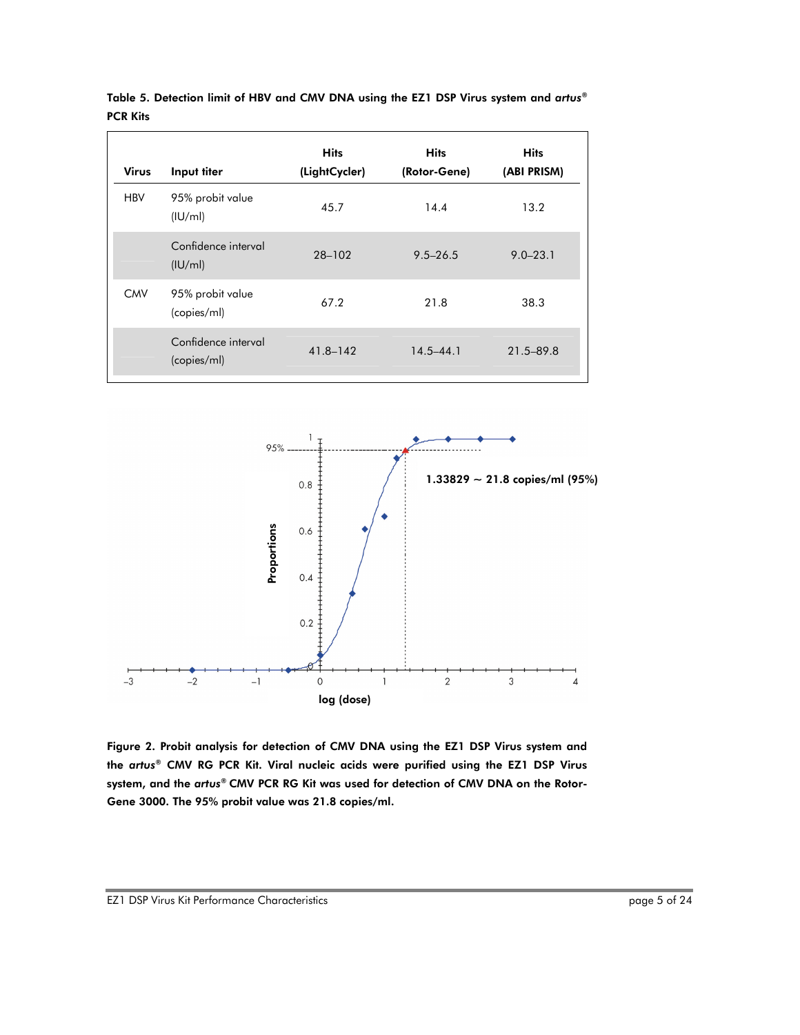**Table 5. Detection limit of HBV and CMV DNA using the EZ1 DSP Virus system and *artus*® PCR Kits**

| Virus | Input titer | Hits (LightCycler) | Hits (Rotor-Gene) | Hits (ABI PRISM) |
|---|---|---|---|---|
| HBV | 95% probit value (IU/ml) | 45.7 | 14.4 | 13.2 |
| | Confidence interval (IU/ml) | 28–102 | 9.5–26.5 | 9.0–23.1 |
| CMV | 95% probit value (copies/ml) | 67.2 | 21.8 | 38.3 |
| | Confidence interval (copies/ml) | 41.8–142 | 14.5–44.1 | 21.5–89.8 |

**Figure 2. Probit analysis for detection of CMV DNA using the EZ1 DSP Virus system and the *artus*® CMV RG PCR Kit. Viral nucleic acids were purified using the EZ1 DSP Virus system, and the *artus*® CMV PCR RG Kit was used for detection of CMV DNA on the Rotor-Gene 3000. The 95% probit value was 21.8 copies/ml.**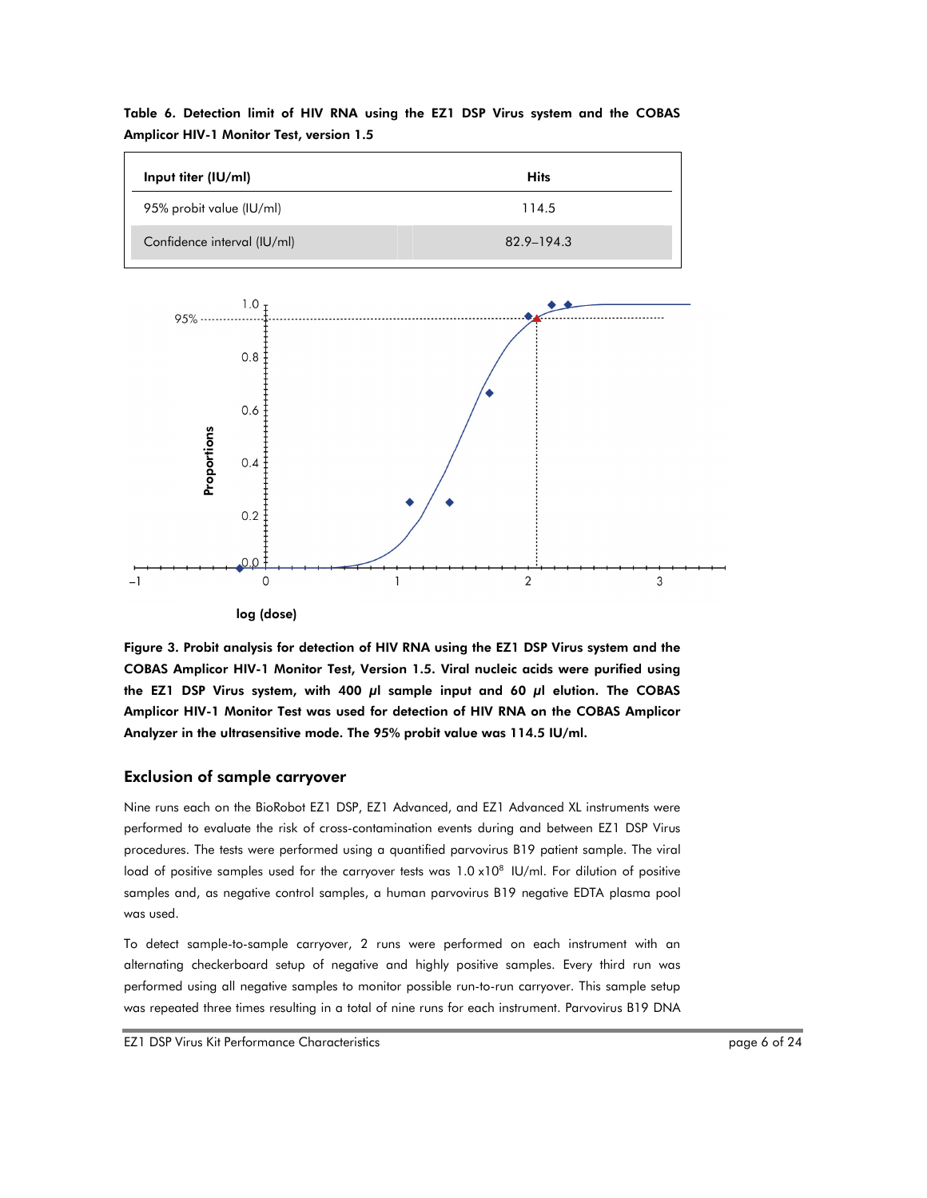**Table 6. Detection limit of HIV RNA using the EZ1 DSP Virus system and the COBAS Amplicor HIV-1 Monitor Test, version 1.5**

| Input titer (IU/ml) | Hits |
|---|---|
| 95% probit value (IU/ml) | 114.5 |
| Confidence interval (IU/ml) | 82.9–194.3 |

**Figure 3. Probit analysis for detection of HIV RNA using the EZ1 DSP Virus system and the COBAS Amplicor HIV-1 Monitor Test, Version 1.5. Viral nucleic acids were purified using the EZ1 DSP Virus system, with 400 µl sample input and 60 µl elution. The COBAS Amplicor HIV-1 Monitor Test was used for detection of HIV RNA on the COBAS Amplicor Analyzer in the ultrasensitive mode. The 95% probit value was 114.5 IU/ml.**

## Exclusion of sample carryover

Nine runs each on the BioRobot EZ1 DSP, EZ1 Advanced, and EZ1 Advanced XL instruments were performed to evaluate the risk of cross-contamination events during and between EZ1 DSP Virus procedures. The tests were performed using a quantified parvovirus B19 patient sample. The viral load of positive samples used for the carryover tests was $1.0 \times 10^8$ IU/ml. For dilution of positive samples and, as negative control samples, a human parvovirus B19 negative EDTA plasma pool was used.

To detect sample-to-sample carryover, 2 runs were performed on each instrument with an alternating checkerboard setup of negative and highly positive samples. Every third run was performed using all negative samples to monitor possible run-to-run carryover. This sample setup was repeated three times resulting in a total of nine runs for each instrument. Parvovirus B19 DNA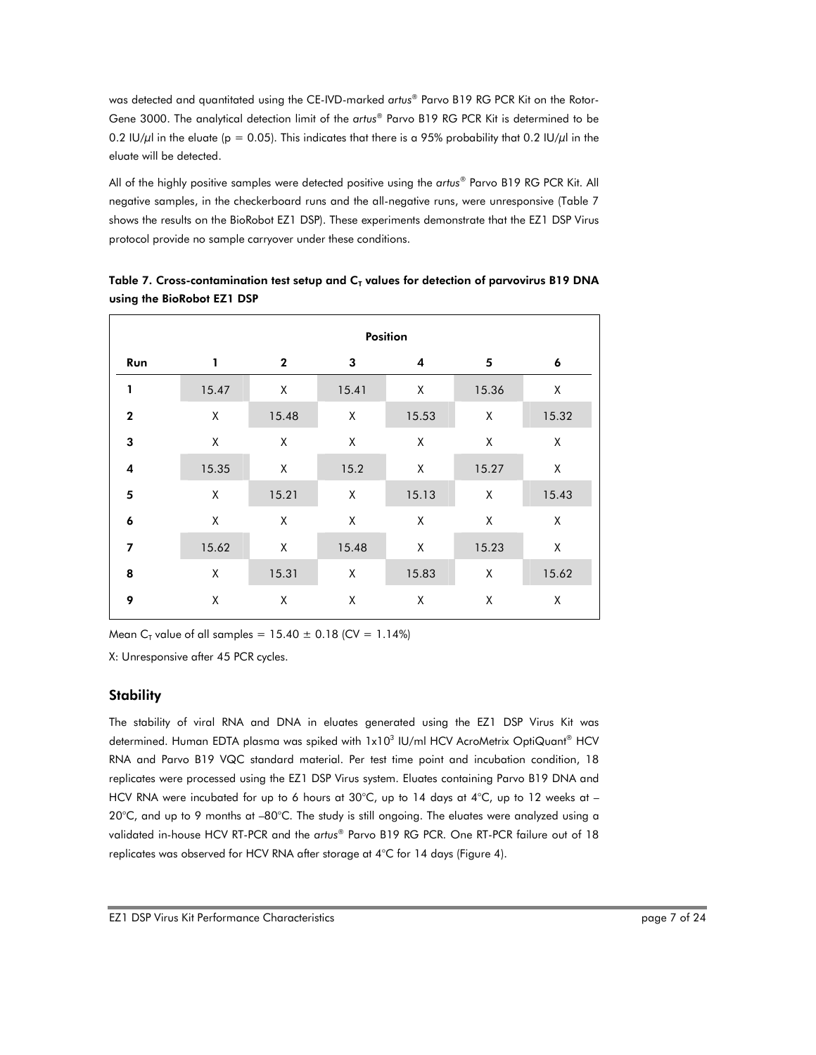was detected and quantitated using the CE-IVD-marked *artus*® Parvo B19 RG PCR Kit on the Rotor-Gene 3000. The analytical detection limit of the *artus*® Parvo B19 RG PCR Kit is determined to be 0.2 IU/µl in the eluate ($p = 0.05$). This indicates that there is a 95% probability that 0.2 IU/µl in the eluate will be detected.

All of the highly positive samples were detected positive using the *artus*® Parvo B19 RG PCR Kit. All negative samples, in the checkerboard runs and the all-negative runs, were unresponsive (Table 7 shows the results on the BioRobot EZ1 DSP). These experiments demonstrate that the EZ1 DSP Virus protocol provide no sample carryover under these conditions.

**Table 7. Cross-contamination test setup and $C_T$ values for detection of parvovirus B19 DNA using the BioRobot EZ1 DSP**

| | Position | | | | | |
|---|---|---|---|---|---|---|
| **Run** | **1** | **2** | **3** | **4** | **5** | **6** |
| **1** | 15.47 | X | 15.41 | X | 15.36 | X |
| **2** | X | 15.48 | X | 15.53 | X | 15.32 |
| **3** | X | X | X | X | X | X |
| **4** | 15.35 | X | 15.2 | X | 15.27 | X |
| **5** | X | 15.21 | X | 15.13 | X | 15.43 |
| **6** | X | X | X | X | X | X |
| **7** | 15.62 | X | 15.48 | X | 15.23 | X |
| **8** | X | 15.31 | X | 15.83 | X | 15.62 |
| **9** | X | X | X | X | X | X |

Mean $C_T$ value of all samples = 15.40 ± 0.18 (CV = 1.14%)

X: Unresponsive after 45 PCR cycles.

## Stability

The stability of viral RNA and DNA in eluates generated using the EZ1 DSP Virus Kit was determined. Human EDTA plasma was spiked with $1x10^3$ IU/ml HCV AcroMetrix OptiQuant® HCV RNA and Parvo B19 VQC standard material. Per test time point and incubation condition, 18 replicates were processed using the EZ1 DSP Virus system. Eluates containing Parvo B19 DNA and HCV RNA were incubated for up to 6 hours at 30°C, up to 14 days at 4°C, up to 12 weeks at –20°C, and up to 9 months at –80°C. The study is still ongoing. The eluates were analyzed using a validated in-house HCV RT-PCR and the *artus*® Parvo B19 RG PCR. One RT-PCR failure out of 18 replicates was observed for HCV RNA after storage at 4°C for 14 days (Figure 4).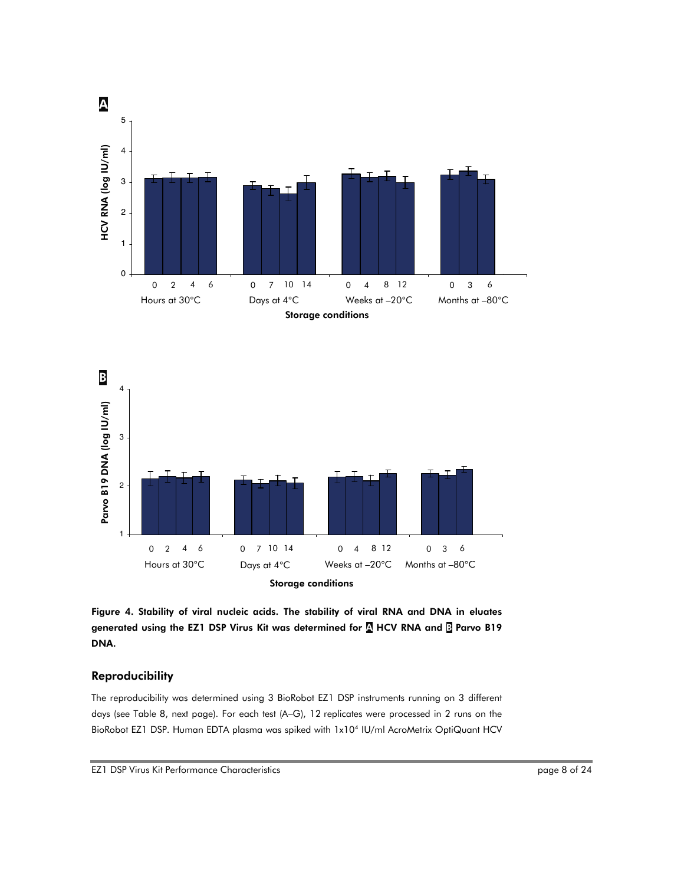**Figure 4. Stability of viral nucleic acids. The stability of viral RNA and DNA in eluates generated using the EZ1 DSP Virus Kit was determined for A HCV RNA and B Parvo B19 DNA.**

## Reproducibility

The reproducibility was determined using 3 BioRobot EZ1 DSP instruments running on 3 different days (see Table 8, next page). For each test (A–G), 12 replicates were processed in 2 runs on the BioRobot EZ1 DSP. Human EDTA plasma was spiked with $1x10^4$ IU/ml AcroMetrix OptiQuant HCV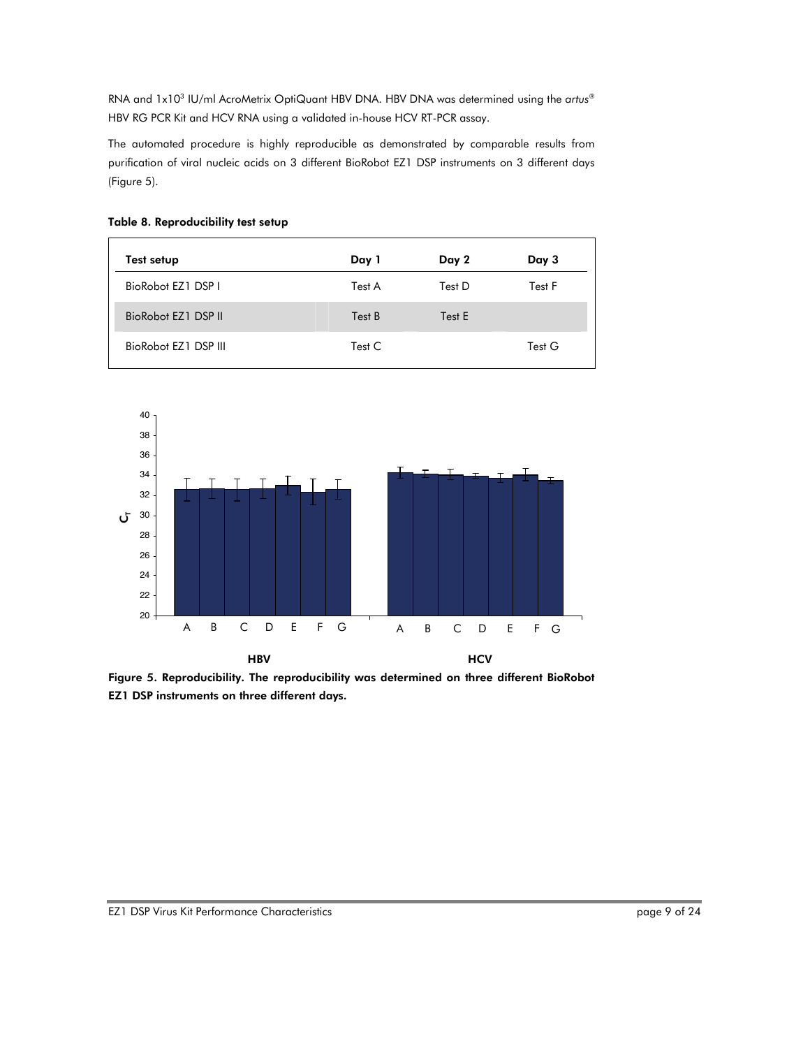RNA and $1 \times 10^3$ IU/ml AcroMetrix OptiQuant HBV DNA. HBV DNA was determined using the *artus*® HBV RG PCR Kit and HCV RNA using a validated in-house HCV RT-PCR assay.

The automated procedure is highly reproducible as demonstrated by comparable results from purification of viral nucleic acids on 3 different BioRobot EZ1 DSP instruments on 3 different days (Figure 5).

**Table 8. Reproducibility test setup**

| Test setup | Day 1 | Day 2 | Day 3 |
|---|---|---|---|
| BioRobot EZ1 DSP I | Test A | Test D | Test F |
| BioRobot EZ1 DSP II | Test B | Test E | |
| BioRobot EZ1 DSP III | Test C | | Test G |

**Figure 5. Reproducibility. The reproducibility was determined on three different BioRobot EZ1 DSP instruments on three different days.**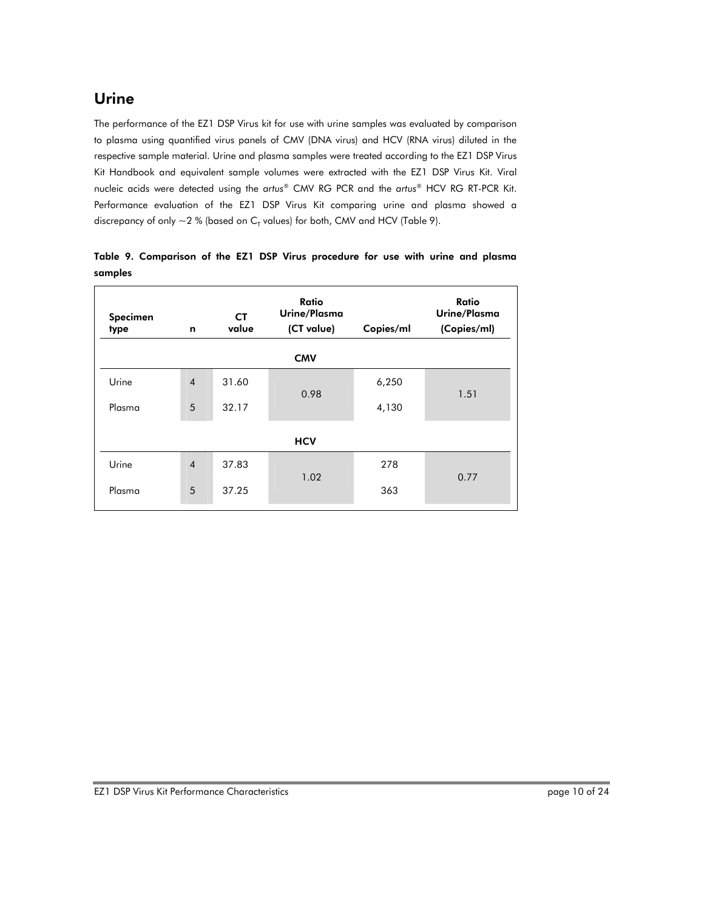## Urine

The performance of the EZ1 DSP Virus kit for use with urine samples was evaluated by comparison to plasma using quantified virus panels of CMV (DNA virus) and HCV (RNA virus) diluted in the respective sample material. Urine and plasma samples were treated according to the EZ1 DSP Virus Kit Handbook and equivalent sample volumes were extracted with the EZ1 DSP Virus Kit. Viral nucleic acids were detected using the *artus*® CMV RG PCR and the *artus*® HCV RG RT-PCR Kit. Performance evaluation of the EZ1 DSP Virus Kit comparing urine and plasma showed a discrepancy of only ~2 % (based on $C_T$ values) for both, CMV and HCV (Table 9).

**Table 9. Comparison of the EZ1 DSP Virus procedure for use with urine and plasma samples**

| Specimen type | n | CT value | Ratio Urine/Plasma (CT value) | Copies/ml | Ratio Urine/Plasma (Copies/ml) |
|---|---|---|---|---|---|
| **CMV** | | | | | |
| Urine | 4 | 31.60 | 0.98 | 6,250 | 1.51 |
| Plasma | 5 | 32.17 | | 4,130 | |
| **HCV** | | | | | |
| Urine | 4 | 37.83 | 1.02 | 278 | 0.77 |
| Plasma | 5 | 37.25 | | 363 | |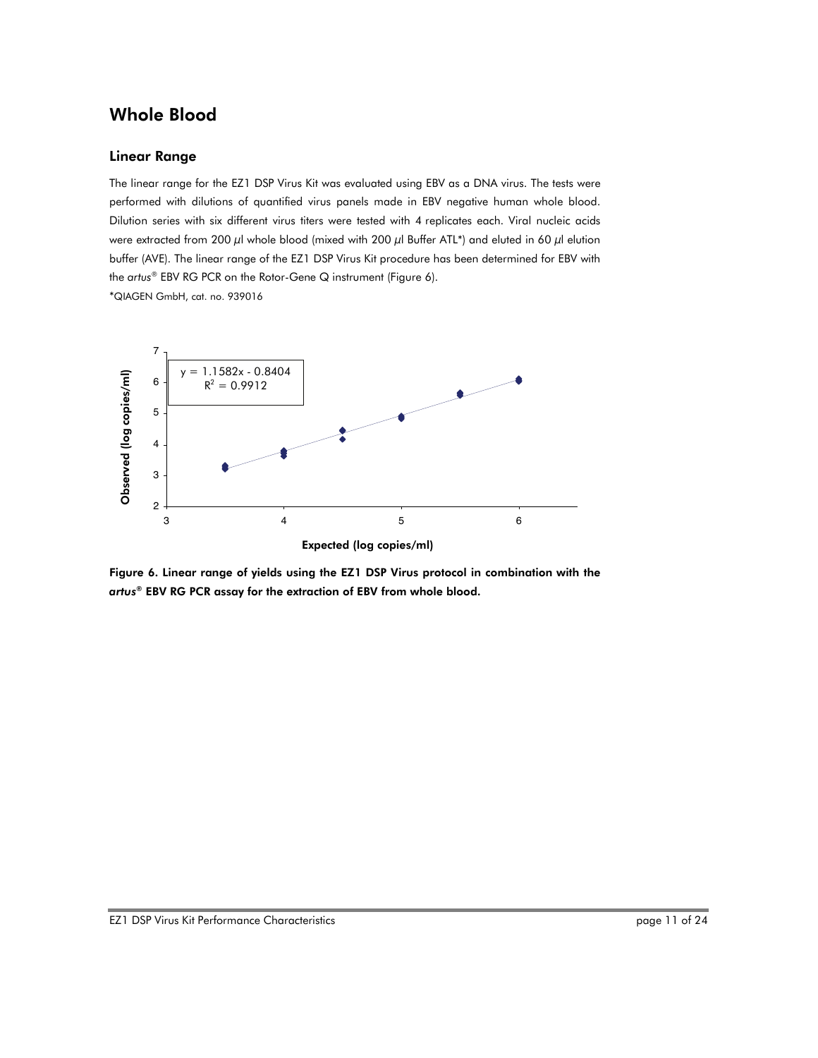## Whole Blood

### Linear Range

The linear range for the EZ1 DSP Virus Kit was evaluated using EBV as a DNA virus. The tests were performed with dilutions of quantified virus panels made in EBV negative human whole blood. Dilution series with six different virus titers were tested with 4 replicates each. Viral nucleic acids were extracted from 200 µl whole blood (mixed with 200 µl Buffer ATL*) and eluted in 60 µl elution buffer (AVE). The linear range of the EZ1 DSP Virus Kit procedure has been determined for EBV with the *artus*® EBV RG PCR on the Rotor-Gene Q instrument (Figure 6).

*QIAGEN GmbH, cat. no. 939016

**Figure 6. Linear range of yields using the EZ1 DSP Virus protocol in combination with the *artus*® EBV RG PCR assay for the extraction of EBV from whole blood.**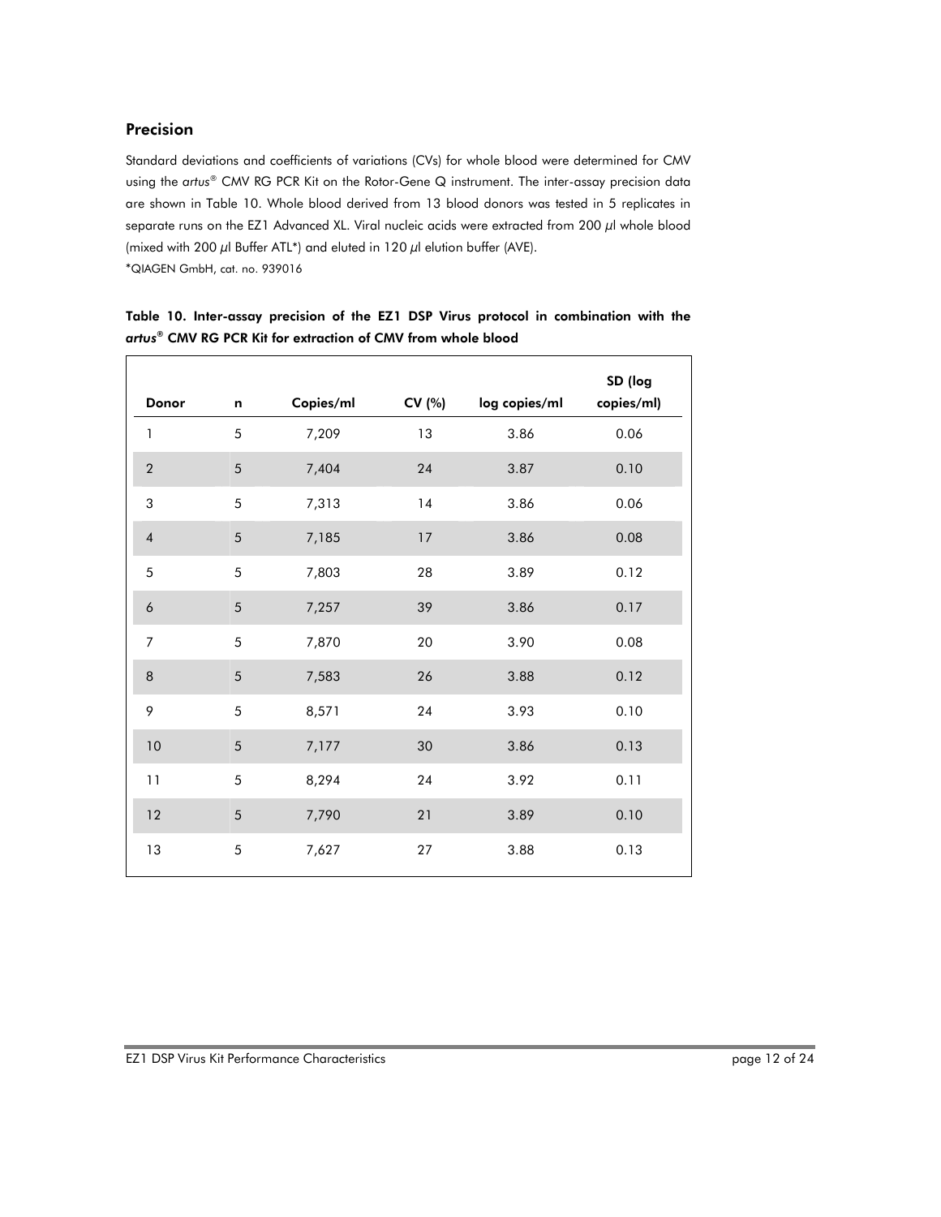## Precision

Standard deviations and coefficients of variations (CVs) for whole blood were determined for CMV using the *artus*® CMV RG PCR Kit on the Rotor-Gene Q instrument. The inter-assay precision data are shown in Table 10. Whole blood derived from 13 blood donors was tested in 5 replicates in separate runs on the EZ1 Advanced XL. Viral nucleic acids were extracted from 200 µl whole blood (mixed with 200 µl Buffer ATL*) and eluted in 120 µl elution buffer (AVE).

*QIAGEN GmbH, cat. no. 939016

**Table 10. Inter-assay precision of the EZ1 DSP Virus protocol in combination with the *artus*® CMV RG PCR Kit for extraction of CMV from whole blood**

| Donor | n | Copies/ml | CV (%) | log copies/ml | SD (log copies/ml) |
|---|---|---|---|---|---|
| 1 | 5 | 7,209 | 13 | 3.86 | 0.06 |
| 2 | 5 | 7,404 | 24 | 3.87 | 0.10 |
| 3 | 5 | 7,313 | 14 | 3.86 | 0.06 |
| 4 | 5 | 7,185 | 17 | 3.86 | 0.08 |
| 5 | 5 | 7,803 | 28 | 3.89 | 0.12 |
| 6 | 5 | 7,257 | 39 | 3.86 | 0.17 |
| 7 | 5 | 7,870 | 20 | 3.90 | 0.08 |
| 8 | 5 | 7,583 | 26 | 3.88 | 0.12 |
| 9 | 5 | 8,571 | 24 | 3.93 | 0.10 |
| 10 | 5 | 7,177 | 30 | 3.86 | 0.13 |
| 11 | 5 | 8,294 | 24 | 3.92 | 0.11 |
| 12 | 5 | 7,790 | 21 | 3.89 | 0.10 |
| 13 | 5 | 7,627 | 27 | 3.88 | 0.13 |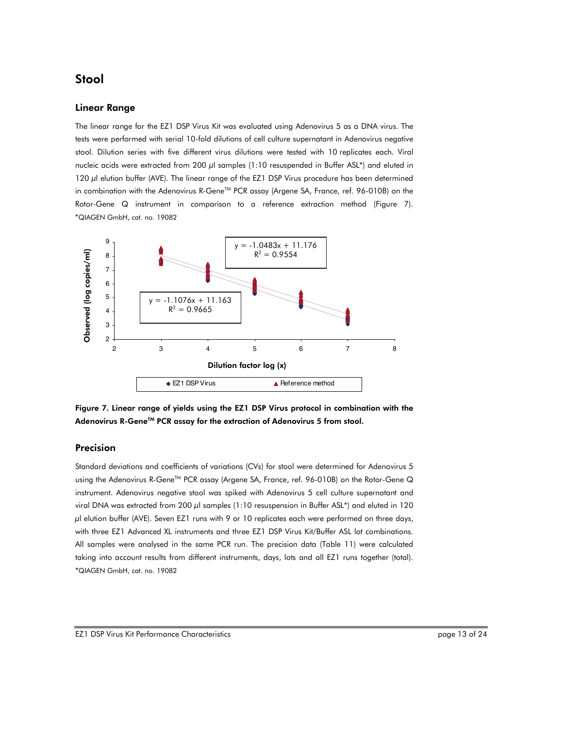## Stool

### Linear Range

The linear range for the EZ1 DSP Virus Kit was evaluated using Adenovirus 5 as a DNA virus. The tests were performed with serial 10-fold dilutions of cell culture supernatant in Adenovirus negative stool. Dilution series with five different virus dilutions were tested with 10 replicates each. Viral nucleic acids were extracted from 200 μl samples (1:10 resuspended in Buffer ASL*) and eluted in 120 μl elution buffer (AVE). The linear range of the EZ1 DSP Virus procedure has been determined in combination with the Adenovirus R-Gene™ PCR assay (Argene SA, France, ref. 96-010B) on the Rotor-Gene Q instrument in comparison to a reference extraction method (Figure 7). *QIAGEN GmbH, cat. no. 19082

**Figure 7. Linear range of yields using the EZ1 DSP Virus protocol in combination with the Adenovirus R-Gene™ PCR assay for the extraction of Adenovirus 5 from stool.**

### Precision

Standard deviations and coefficients of variations (CVs) for stool were determined for Adenovirus 5 using the Adenovirus R-Gene™ PCR assay (Argene SA, France, ref. 96-010B) on the Rotor-Gene Q instrument. Adenovirus negative stool was spiked with Adenovirus 5 cell culture supernatant and viral DNA was extracted from 200 μl samples (1:10 resuspension in Buffer ASL*) and eluted in 120 μl elution buffer (AVE). Seven EZ1 runs with 9 or 10 replicates each were performed on three days, with three EZ1 Advanced XL instruments and three EZ1 DSP Virus Kit/Buffer ASL lot combinations. All samples were analysed in the same PCR run. The precision data (Table 11) were calculated taking into account results from different instruments, days, lots and all EZ1 runs together (total). *QIAGEN GmbH, cat. no. 19082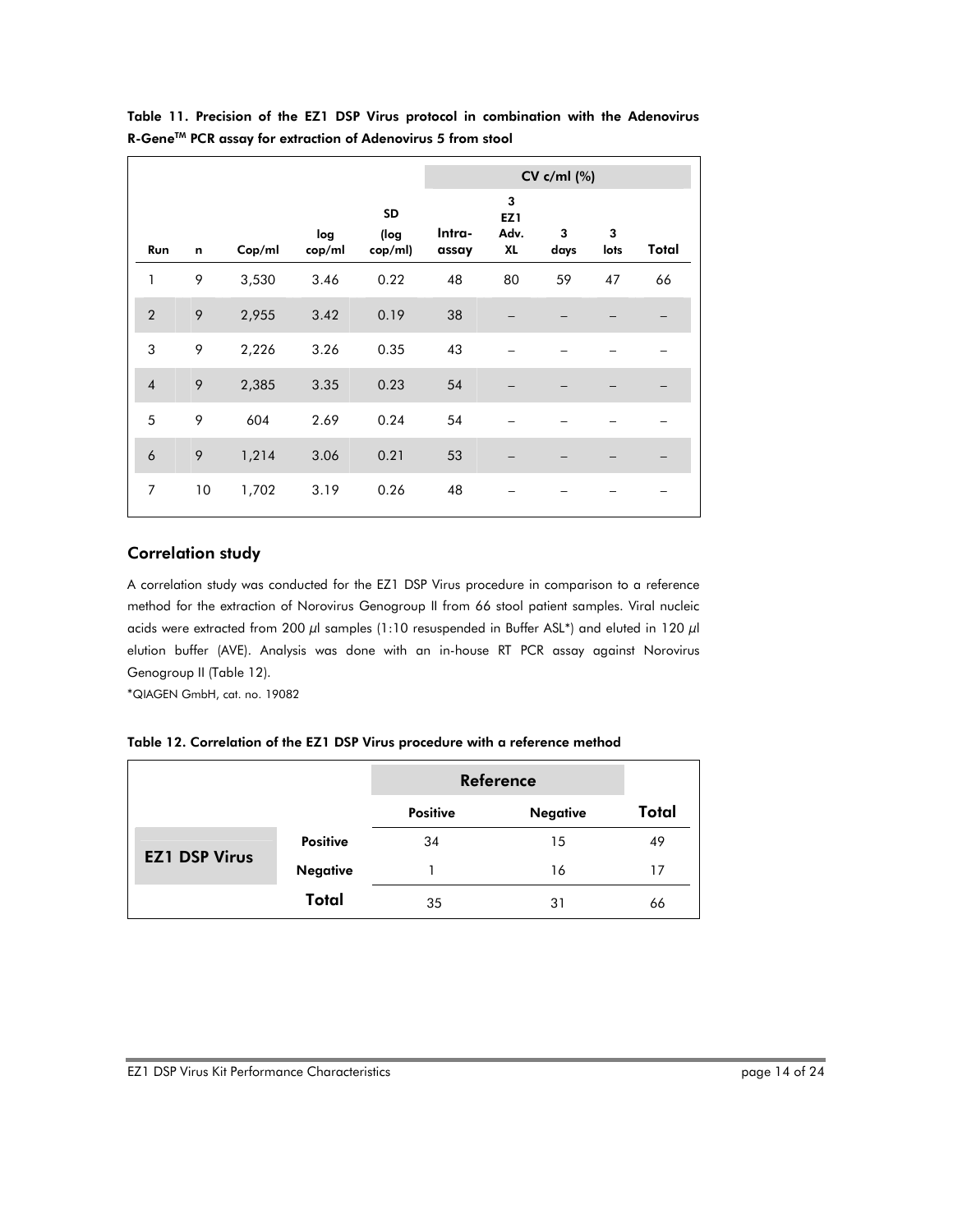**Table 11. Precision of the EZ1 DSP Virus protocol in combination with the Adenovirus R-Gene™ PCR assay for extraction of Adenovirus 5 from stool**

| | | | | | CV c/ml (%) | | | | |
|---|---|---|---|---|---|---|---|---|---|
| **Run** | **n** | **Cop/ml** | **log cop/ml** | **SD (log cop/ml)** | **Intra-assay** | **3 EZ1 Adv. XL** | **3 days** | **3 lots** | **Total** |
| 1 | 9 | 3,530 | 3.46 | 0.22 | 48 | 80 | 59 | 47 | 66 |
| 2 | 9 | 2,955 | 3.42 | 0.19 | 38 | – | – | – | – |
| 3 | 9 | 2,226 | 3.26 | 0.35 | 43 | – | – | – | – |
| 4 | 9 | 2,385 | 3.35 | 0.23 | 54 | – | – | – | – |
| 5 | 9 | 604 | 2.69 | 0.24 | 54 | – | – | – | – |
| 6 | 9 | 1,214 | 3.06 | 0.21 | 53 | – | – | – | – |
| 7 | 10 | 1,702 | 3.19 | 0.26 | 48 | – | – | – | – |

## Correlation study

A correlation study was conducted for the EZ1 DSP Virus procedure in comparison to a reference method for the extraction of Norovirus Genogroup II from 66 stool patient samples. Viral nucleic acids were extracted from 200 µl samples (1:10 resuspended in Buffer ASL*) and eluted in 120 µl elution buffer (AVE). Analysis was done with an in-house RT PCR assay against Norovirus Genogroup II (Table 12).

*QIAGEN GmbH, cat. no. 19082

**Table 12. Correlation of the EZ1 DSP Virus procedure with a reference method**

| | | Reference | | |
|---|---|---|---|---|
| | | **Positive** | **Negative** | **Total** |
| **EZ1 DSP Virus** | **Positive** | 34 | 15 | 49 |
| | **Negative** | 1 | 16 | 17 |
| | **Total** | 35 | 31 | 66 |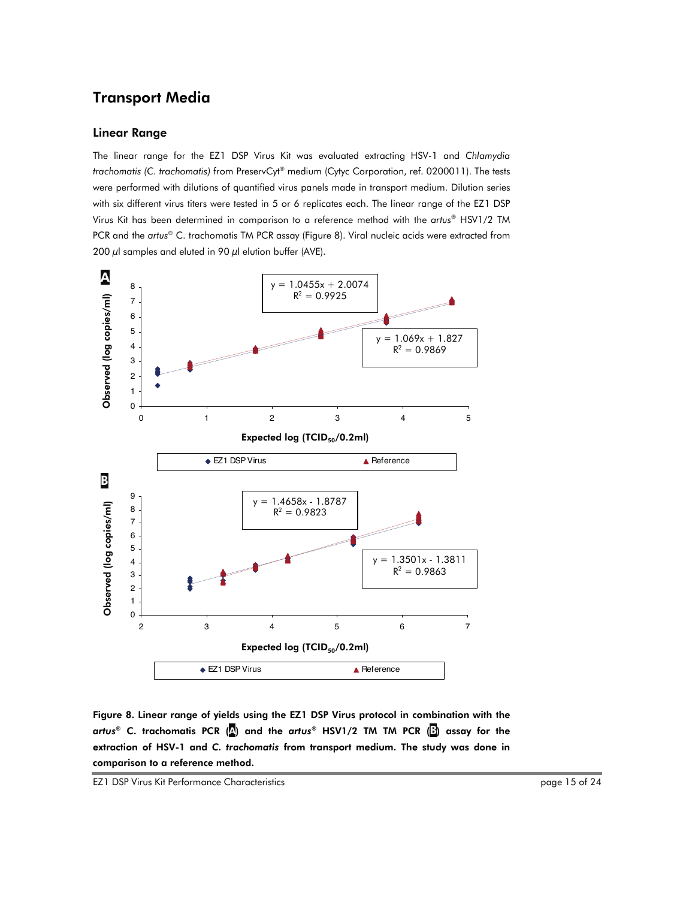## Transport Media

### Linear Range

The linear range for the EZ1 DSP Virus Kit was evaluated extracting HSV-1 and *Chlamydia trachomatis* (*C. trachomatis*) from PreservCyt® medium (Cytyc Corporation, ref. 0200011). The tests were performed with dilutions of quantified virus panels made in transport medium. Dilution series with six different virus titers were tested in 5 or 6 replicates each. The linear range of the EZ1 DSP Virus Kit has been determined in comparison to a reference method with the *artus*® HSV1/2 TM PCR and the *artus*® C. trachomatis TM PCR assay (Figure 8). Viral nucleic acids were extracted from 200 µl samples and eluted in 90 µl elution buffer (AVE).

**A**

Observed (log copies/ml) vs. Expected log ($TCID_{50}$/0.2ml)

$y = 1.0455x + 2.0074$, $R^2 = 0.9925$

$y = 1.069x + 1.827$, $R^2 = 0.9869$

◆ EZ1 DSP Virus ▲ Reference

**B**

Observed (log copies/ml) vs. Expected log ($TCID_{50}$/0.2ml)

$y = 1.4658x - 1.8787$, $R^2 = 0.9823$

$y = 1.3501x - 1.3811$, $R^2 = 0.9863$

◆ EZ1 DSP Virus ▲ Reference

**Figure 8. Linear range of yields using the EZ1 DSP Virus protocol in combination with the *artus*® C. trachomatis PCR (A) and the *artus*® HSV1/2 TM TM PCR (B) assay for the extraction of HSV-1 and *C. trachomatis* from transport medium. The study was done in comparison to a reference method.**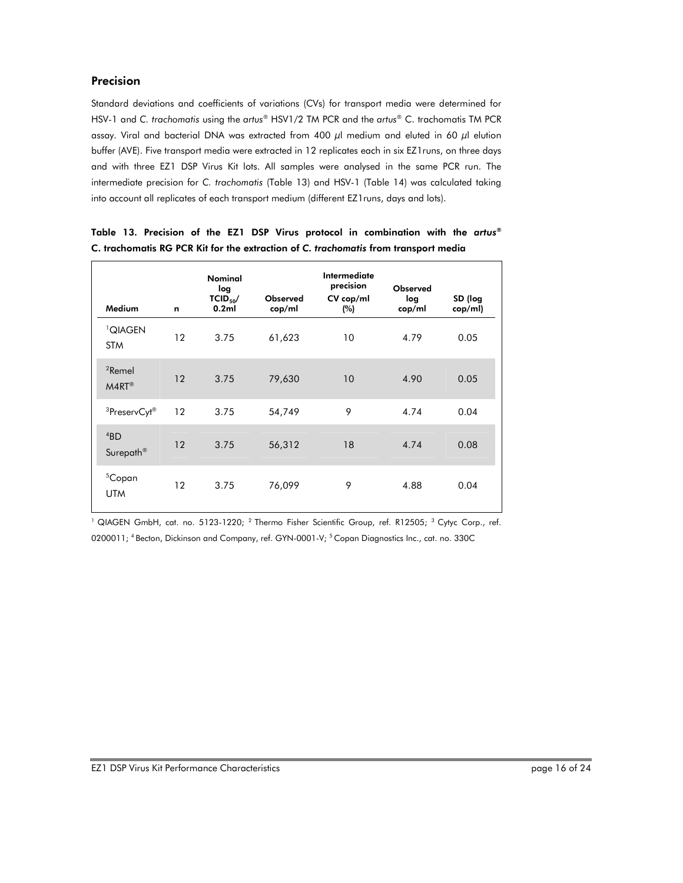## Precision

Standard deviations and coefficients of variations (CVs) for transport media were determined for HSV-1 and *C. trachomatis* using the *artus*® HSV1/2 TM PCR and the *artus*® C. trachomatis TM PCR assay. Viral and bacterial DNA was extracted from 400 µl medium and eluted in 60 µl elution buffer (AVE). Five transport media were extracted in 12 replicates each in six EZ1runs, on three days and with three EZ1 DSP Virus Kit lots. All samples were analysed in the same PCR run. The intermediate precision for *C. trachomatis* (Table 13) and HSV-1 (Table 14) was calculated taking into account all replicates of each transport medium (different EZ1runs, days and lots).

**Table 13. Precision of the EZ1 DSP Virus protocol in combination with the *artus*® C. trachomatis RG PCR Kit for the extraction of *C. trachomatis* from transport media**

| Medium | n | Nominal log $TCID_{50}$/ 0.2ml | Observed cop/ml | Intermediate precision CV cop/ml (%) | Observed log cop/ml | SD (log cop/ml) |
|---|---|---|---|---|---|---|
| [1]QIAGEN STM | 12 | 3.75 | 61,623 | 10 | 4.79 | 0.05 |
| [2]Remel M4RT® | 12 | 3.75 | 79,630 | 10 | 4.90 | 0.05 |
| [3]PreservCyt® | 12 | 3.75 | 54,749 | 9 | 4.74 | 0.04 |
| [4]BD Surepath® | 12 | 3.75 | 56,312 | 18 | 4.74 | 0.08 |
| [5]Copan UTM | 12 | 3.75 | 76,099 | 9 | 4.88 | 0.04 |

[1] QIAGEN GmbH, cat. no. 5123-1220; [2] Thermo Fisher Scientific Group, ref. R12505; [3] Cytyc Corp., ref. 0200011; [4] Becton, Dickinson and Company, ref. GYN-0001-V; [5] Copan Diagnostics Inc., cat. no. 330C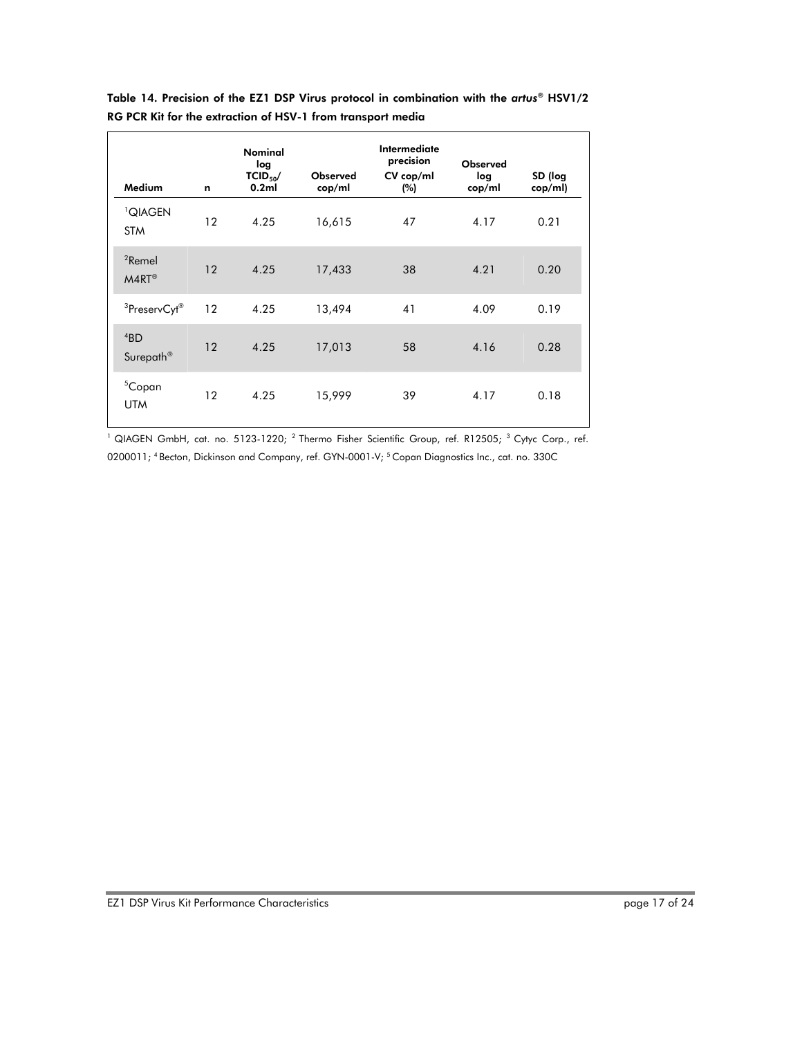**Table 14. Precision of the EZ1 DSP Virus protocol in combination with the *artus*® HSV1/2 RG PCR Kit for the extraction of HSV-1 from transport media**

| Medium | n | Nominal log $TCID_{50}$/ 0.2ml | Observed cop/ml | Intermediate precision CV cop/ml (%) | Observed log cop/ml | SD (log cop/ml) |
|---|---|---|---|---|---|---|
| [1]QIAGEN STM | 12 | 4.25 | 16,615 | 47 | 4.17 | 0.21 |
| [2]Remel M4RT® | 12 | 4.25 | 17,433 | 38 | 4.21 | 0.20 |
| [3]PreservCyt® | 12 | 4.25 | 13,494 | 41 | 4.09 | 0.19 |
| [4]BD Surepath® | 12 | 4.25 | 17,013 | 58 | 4.16 | 0.28 |
| [5]Copan UTM | 12 | 4.25 | 15,999 | 39 | 4.17 | 0.18 |

[1] QIAGEN GmbH, cat. no. 5123-1220; [2] Thermo Fisher Scientific Group, ref. R12505; [3] Cytyc Corp., ref. 0200011; [4] Becton, Dickinson and Company, ref. GYN-0001-V; [5] Copan Diagnostics Inc., cat. no. 330C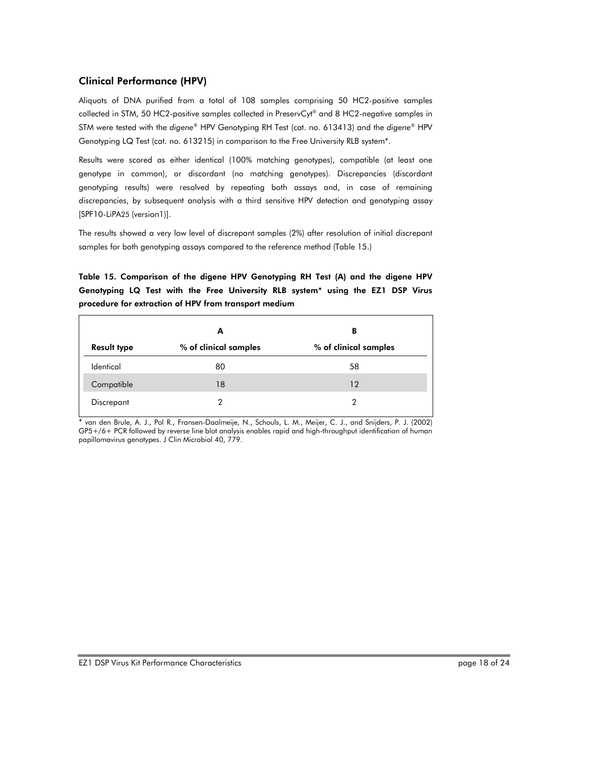## Clinical Performance (HPV)

Aliquots of DNA purified from a total of 108 samples comprising 50 HC2-positive samples collected in STM, 50 HC2-positive samples collected in PreservCyt® and 8 HC2-negative samples in STM were tested with the *digene*® HPV Genotyping RH Test (cat. no. 613413) and the *digene*® HPV Genotyping LQ Test (cat. no. 613215) in comparison to the Free University RLB system*.

Results were scored as either identical (100% matching genotypes), compatible (at least one genotype in common), or discordant (no matching genotypes). Discrepancies (discordant genotyping results) were resolved by repeating both assays and, in case of remaining discrepancies, by subsequent analysis with a third sensitive HPV detection and genotyping assay [SPF10-LiPA25 (version1)].

The results showed a very low level of discrepant samples (2%) after resolution of initial discrepant samples for both genotyping assays compared to the reference method (Table 15.)

**Table 15. Comparison of the digene HPV Genotyping RH Test (A) and the digene HPV Genotyping LQ Test with the Free University RLB system* using the EZ1 DSP Virus procedure for extraction of HPV from transport medium**

| Result type | A<br>% of clinical samples | B<br>% of clinical samples |
|---|---|---|
| Identical | 80 | 58 |
| Compatible | 18 | 12 |
| Discrepant | 2 | 2 |

* van den Brule, A. J., Pol R., Fransen-Daalmeije, N., Schouls, L. M., Meijer, C. J., and Snijders, P. J. (2002) GP5+/6+ PCR followed by reverse line blot analysis enables rapid and high-throughput identification of human papillomavirus genotypes. J Clin Microbiol 40, 779.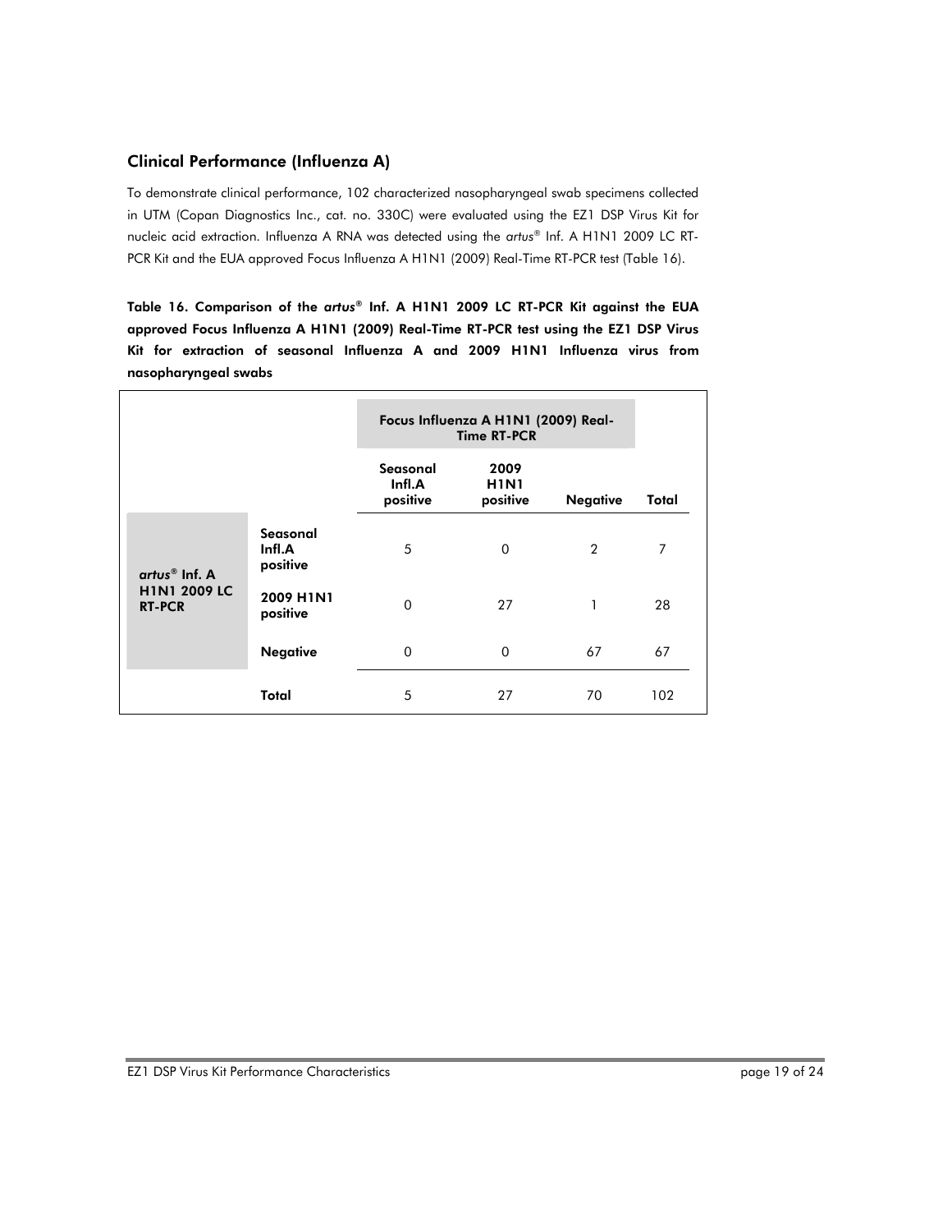## Clinical Performance (Influenza A)

To demonstrate clinical performance, 102 characterized nasopharyngeal swab specimens collected in UTM (Copan Diagnostics Inc., cat. no. 330C) were evaluated using the EZ1 DSP Virus Kit for nucleic acid extraction. Influenza A RNA was detected using the *artus*® Inf. A H1N1 2009 LC RT-PCR Kit and the EUA approved Focus Influenza A H1N1 (2009) Real-Time RT-PCR test (Table 16).

**Table 16. Comparison of the *artus*® Inf. A H1N1 2009 LC RT-PCR Kit against the EUA approved Focus Influenza A H1N1 (2009) Real-Time RT-PCR test using the EZ1 DSP Virus Kit for extraction of seasonal Influenza A and 2009 H1N1 Influenza virus from nasopharyngeal swabs**

| | | Focus Influenza A H1N1 (2009) Real-Time RT-PCR | | | |
|---|---|---|---|---|---|
| | | **Seasonal Infl.A positive** | **2009 H1N1 positive** | **Negative** | **Total** |
| ***artus*® Inf. A H1N1 2009 LC RT-PCR** | **Seasonal Infl.A positive** | 5 | 0 | 2 | 7 |
| | **2009 H1N1 positive** | 0 | 27 | 1 | 28 |
| | **Negative** | 0 | 0 | 67 | 67 |
| | **Total** | 5 | 27 | 70 | 102 |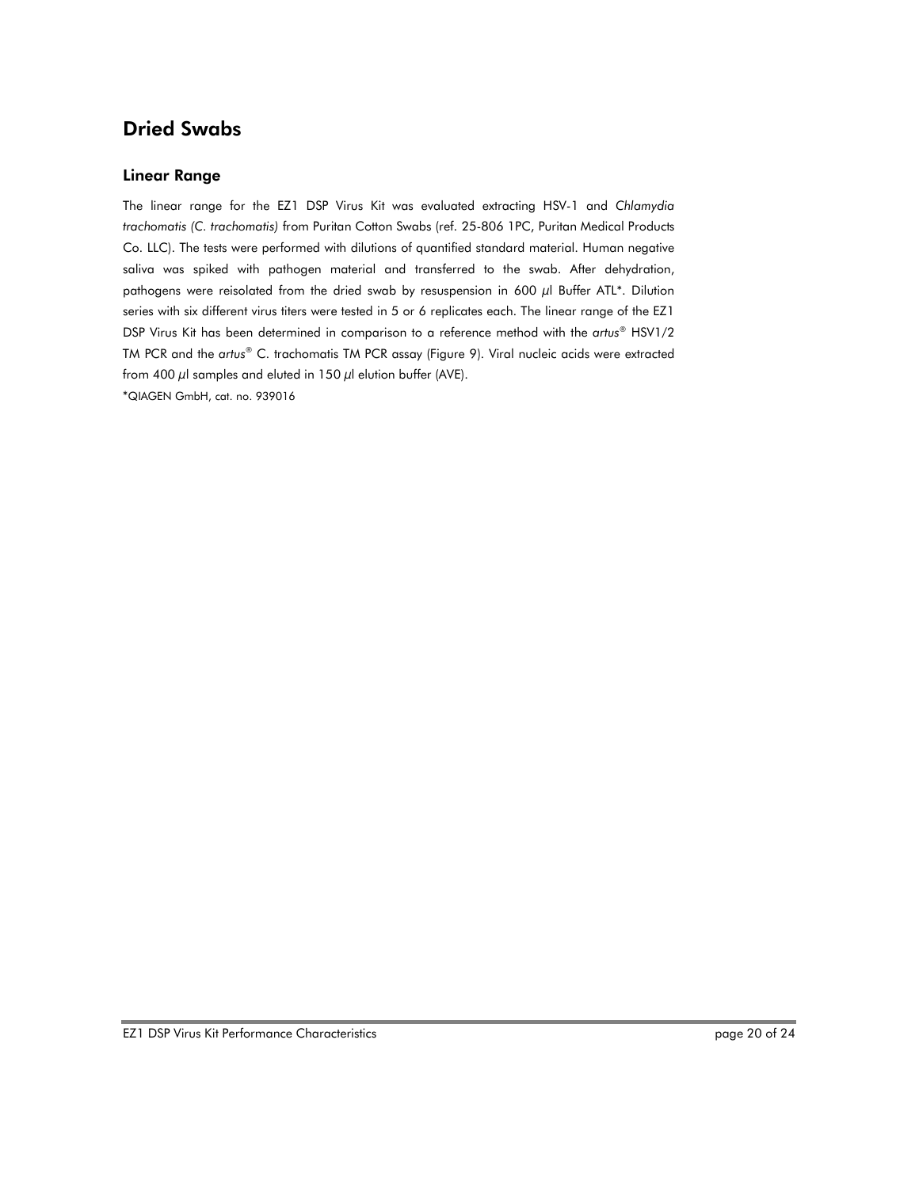## Dried Swabs

### Linear Range

The linear range for the EZ1 DSP Virus Kit was evaluated extracting HSV-1 and *Chlamydia trachomatis (C. trachomatis)* from Puritan Cotton Swabs (ref. 25-806 1PC, Puritan Medical Products Co. LLC). The tests were performed with dilutions of quantified standard material. Human negative saliva was spiked with pathogen material and transferred to the swab. After dehydration, pathogens were reisolated from the dried swab by resuspension in 600 µl Buffer ATL*. Dilution series with six different virus titers were tested in 5 or 6 replicates each. The linear range of the EZ1 DSP Virus Kit has been determined in comparison to a reference method with the *artus*® HSV1/2 TM PCR and the *artus*® C. trachomatis TM PCR assay (Figure 9). Viral nucleic acids were extracted from 400 µl samples and eluted in 150 µl elution buffer (AVE).

*QIAGEN GmbH, cat. no. 939016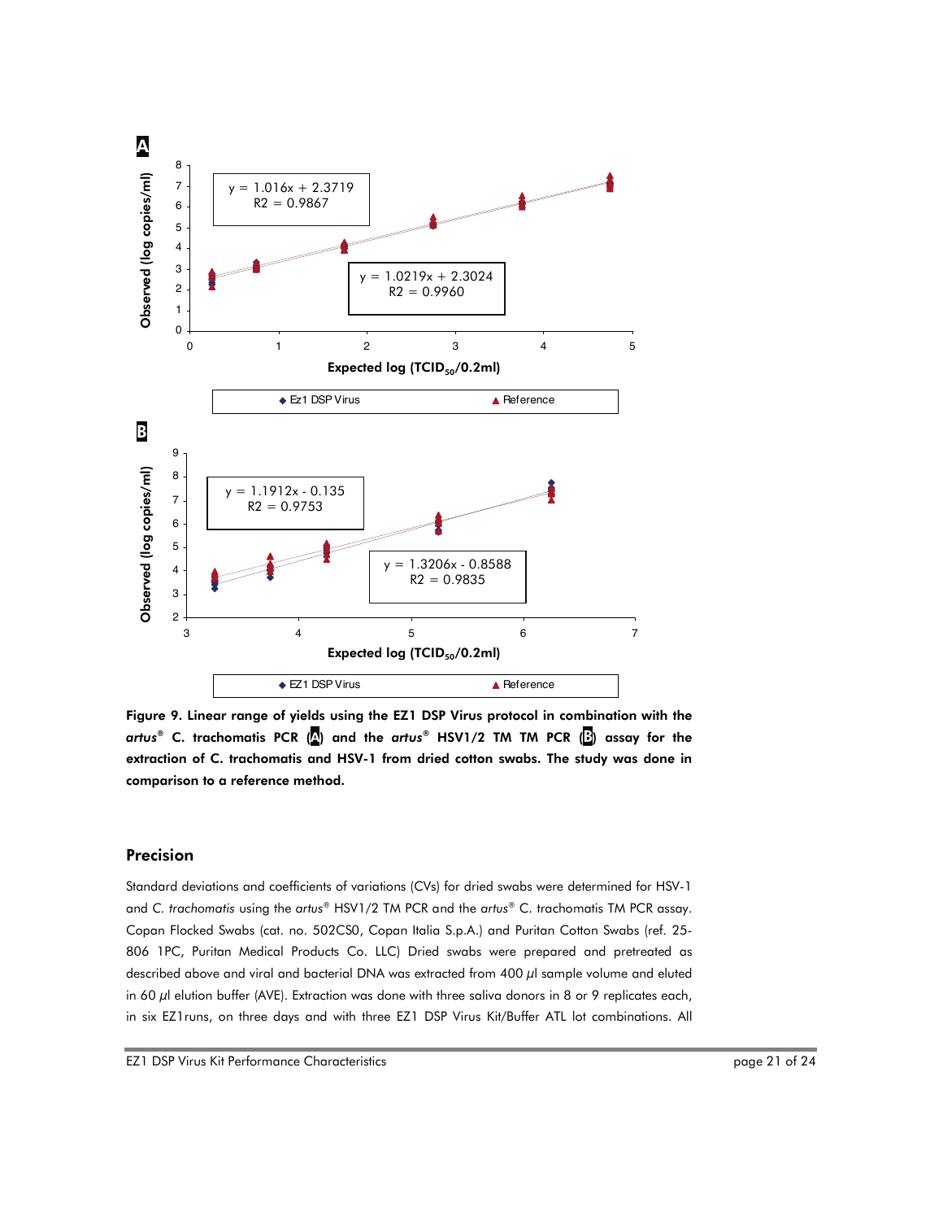**Figure 9. Linear range of yields using the EZ1 DSP Virus protocol in combination with the *artus*® C. trachomatis PCR (A) and the *artus*® HSV1/2 TM TM PCR (B) assay for the extraction of C. trachomatis and HSV-1 from dried cotton swabs. The study was done in comparison to a reference method.**

## Precision

Standard deviations and coefficients of variations (CVs) for dried swabs were determined for HSV-1 and C. *trachomatis* using the *artus*® HSV1/2 TM PCR and the *artus*® C. trachomatis TM PCR assay. Copan Flocked Swabs (cat. no. 502CS0, Copan Italia S.p.A.) and Puritan Cotton Swabs (ref. 25-806 1PC, Puritan Medical Products Co. LLC) Dried swabs were prepared and pretreated as described above and viral and bacterial DNA was extracted from 400 µl sample volume and eluted in 60 µl elution buffer (AVE). Extraction was done with three saliva donors in 8 or 9 replicates each, in six EZ1runs, on three days and with three EZ1 DSP Virus Kit/Buffer ATL lot combinations. All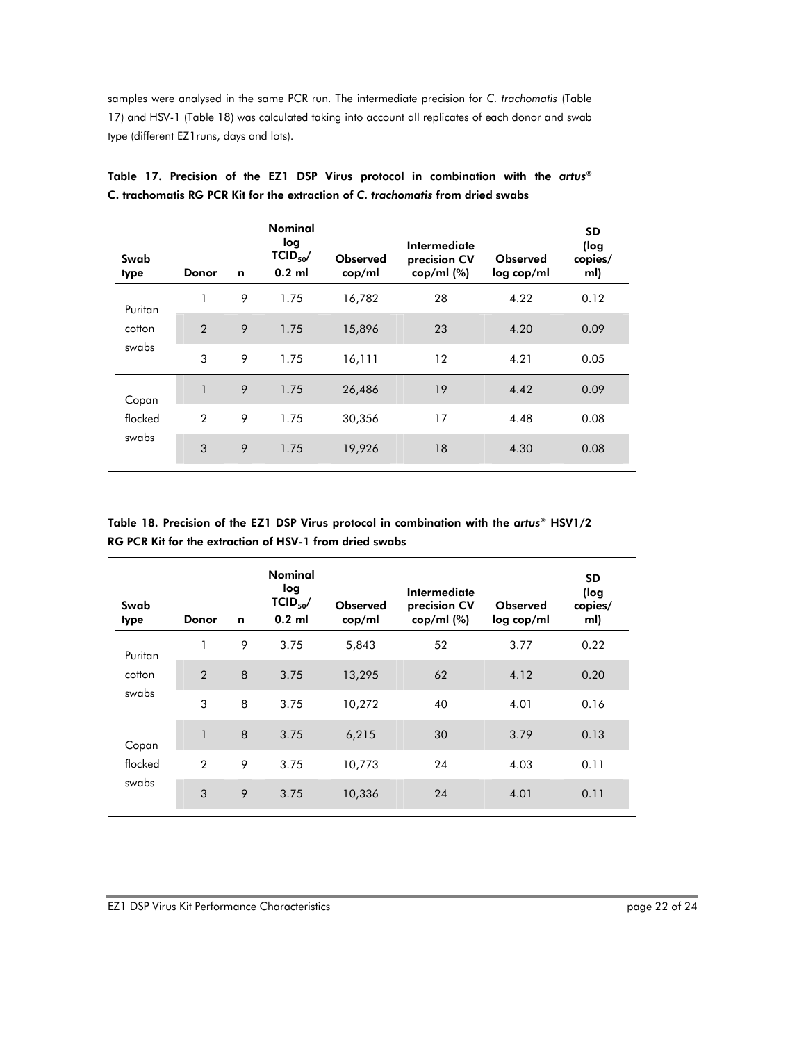samples were analysed in the same PCR run. The intermediate precision for *C. trachomatis* (Table 17) and HSV-1 (Table 18) was calculated taking into account all replicates of each donor and swab type (different EZ1runs, days and lots).

**Table 17. Precision of the EZ1 DSP Virus protocol in combination with the *artus*® C. trachomatis RG PCR Kit for the extraction of *C. trachomatis* from dried swabs**

| Swab type | Donor | n | Nominal log $TCID_{50}$/ 0.2 ml | Observed cop/ml | Intermediate precision CV cop/ml (%) | Observed log cop/ml | SD (log copies/ ml) |
|---|---|---|---|---|---|---|---|
| Puritan cotton swabs | 1 | 9 | 1.75 | 16,782 | 28 | 4.22 | 0.12 |
| | 2 | 9 | 1.75 | 15,896 | 23 | 4.20 | 0.09 |
| | 3 | 9 | 1.75 | 16,111 | 12 | 4.21 | 0.05 |
| Copan flocked swabs | 1 | 9 | 1.75 | 26,486 | 19 | 4.42 | 0.09 |
| | 2 | 9 | 1.75 | 30,356 | 17 | 4.48 | 0.08 |
| | 3 | 9 | 1.75 | 19,926 | 18 | 4.30 | 0.08 |

**Table 18. Precision of the EZ1 DSP Virus protocol in combination with the *artus*® HSV1/2 RG PCR Kit for the extraction of HSV-1 from dried swabs**

| Swab type | Donor | n | Nominal log $TCID_{50}$/ 0.2 ml | Observed cop/ml | Intermediate precision CV cop/ml (%) | Observed log cop/ml | SD (log copies/ ml) |
|---|---|---|---|---|---|---|---|
| Puritan cotton swabs | 1 | 9 | 3.75 | 5,843 | 52 | 3.77 | 0.22 |
| | 2 | 8 | 3.75 | 13,295 | 62 | 4.12 | 0.20 |
| | 3 | 8 | 3.75 | 10,272 | 40 | 4.01 | 0.16 |
| Copan flocked swabs | 1 | 8 | 3.75 | 6,215 | 30 | 3.79 | 0.13 |
| | 2 | 9 | 3.75 | 10,773 | 24 | 4.03 | 0.11 |
| | 3 | 9 | 3.75 | 10,336 | 24 | 4.01 | 0.11 |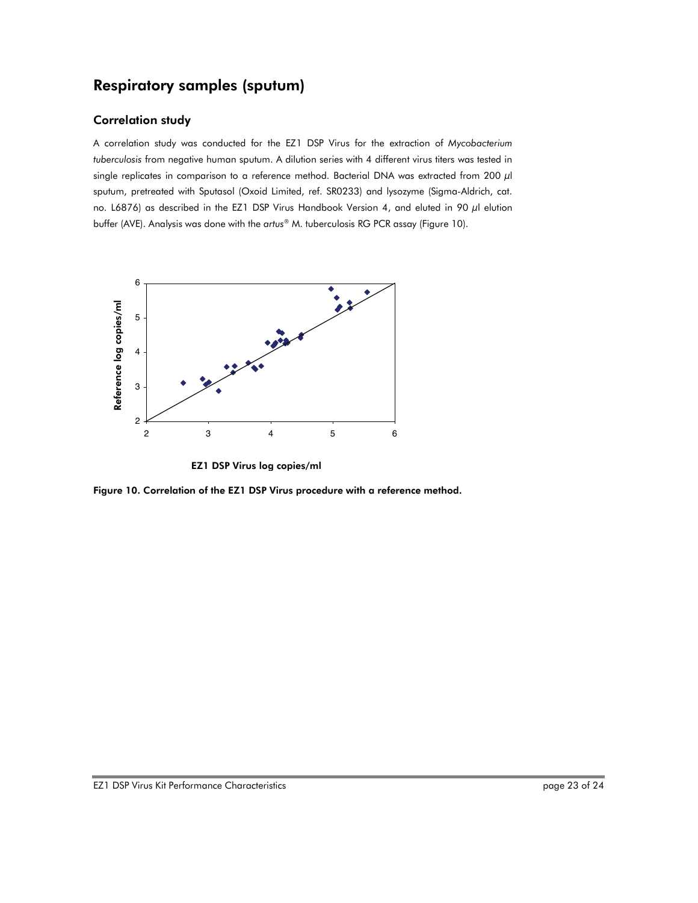## Respiratory samples (sputum)

### Correlation study

A correlation study was conducted for the EZ1 DSP Virus for the extraction of *Mycobacterium tuberculosis* from negative human sputum. A dilution series with 4 different virus titers was tested in single replicates in comparison to a reference method. Bacterial DNA was extracted from 200 µl sputum, pretreated with Sputasol (Oxoid Limited, ref. SR0233) and lysozyme (Sigma-Aldrich, cat. no. L6876) as described in the EZ1 DSP Virus Handbook Version 4, and eluted in 90 µl elution buffer (AVE). Analysis was done with the *artus*® M. tuberculosis RG PCR assay (Figure 10).

**Figure 10. Correlation of the EZ1 DSP Virus procedure with a reference method.**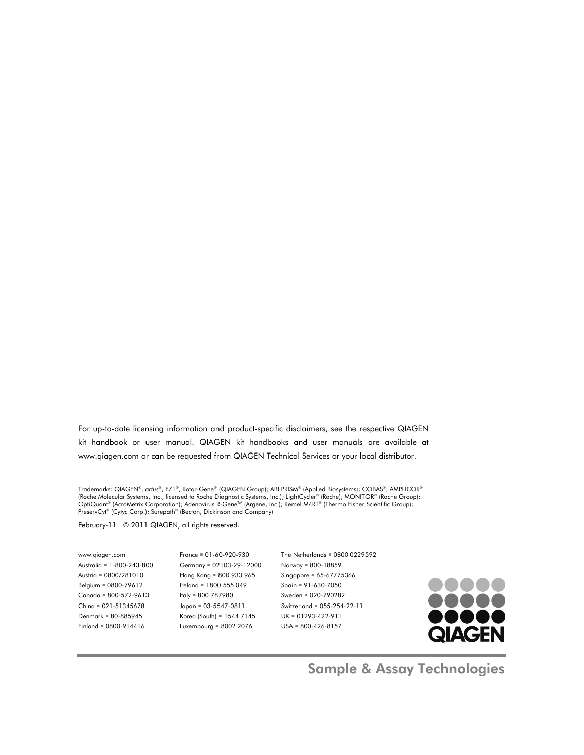For up-to-date licensing information and product-specific disclaimers, see the respective QIAGEN kit handbook or user manual. QIAGEN kit handbooks and user manuals are available at www.qiagen.com or can be requested from QIAGEN Technical Services or your local distributor.

Trademarks: QIAGEN®, *artus*®, EZ1®, Rotor-Gene® (QIAGEN Group); ABI PRISM® (Applied Biosystems); COBAS®, AMPLICOR® (Roche Molecular Systems, Inc., licensed to Roche Diagnostic Systems, Inc.); LightCycler® (Roche); MONITOR® (Roche Group); OptiQuant® (AcroMetrix Corporation); Adenovirus R-Gene™ (Argene, Inc.); Remel M4RT® (Thermo Fisher Scientific Group); PreservCyt® (Cytyc Corp.); Surepath® (Becton, Dickinson and Company)

February-11 © 2011 QIAGEN, all rights reserved.

www.qiagen.com
Australia ■ 1-800-243-800
Austria ■ 0800/281010
Belgium ■ 0800-79612
Canada ■ 800-572-9613
China ■ 021-51345678
Denmark ■ 80-885945
Finland ■ 0800-914416
France ■ 01-60-920-930
Germany ■ 02103-29-12000
Hong Kong ■ 800 933 965
Ireland ■ 1800 555 049
Italy ■ 800 787980
Japan ■ 03-5547-0811
Korea (South) ■ 1544 7145
Luxembourg ■ 8002 2076
The Netherlands ■ 0800 0229592
Norway ■ 800-18859
Singapore ■ 65-67775366
Spain ■ 91-630-7050
Sweden ■ 020-790282
Switzerland ■ 055-254-22-11
UK ■ 01293-422-911
USA ■ 800-426-8157

QIAGEN

Sample & Assay Technologies